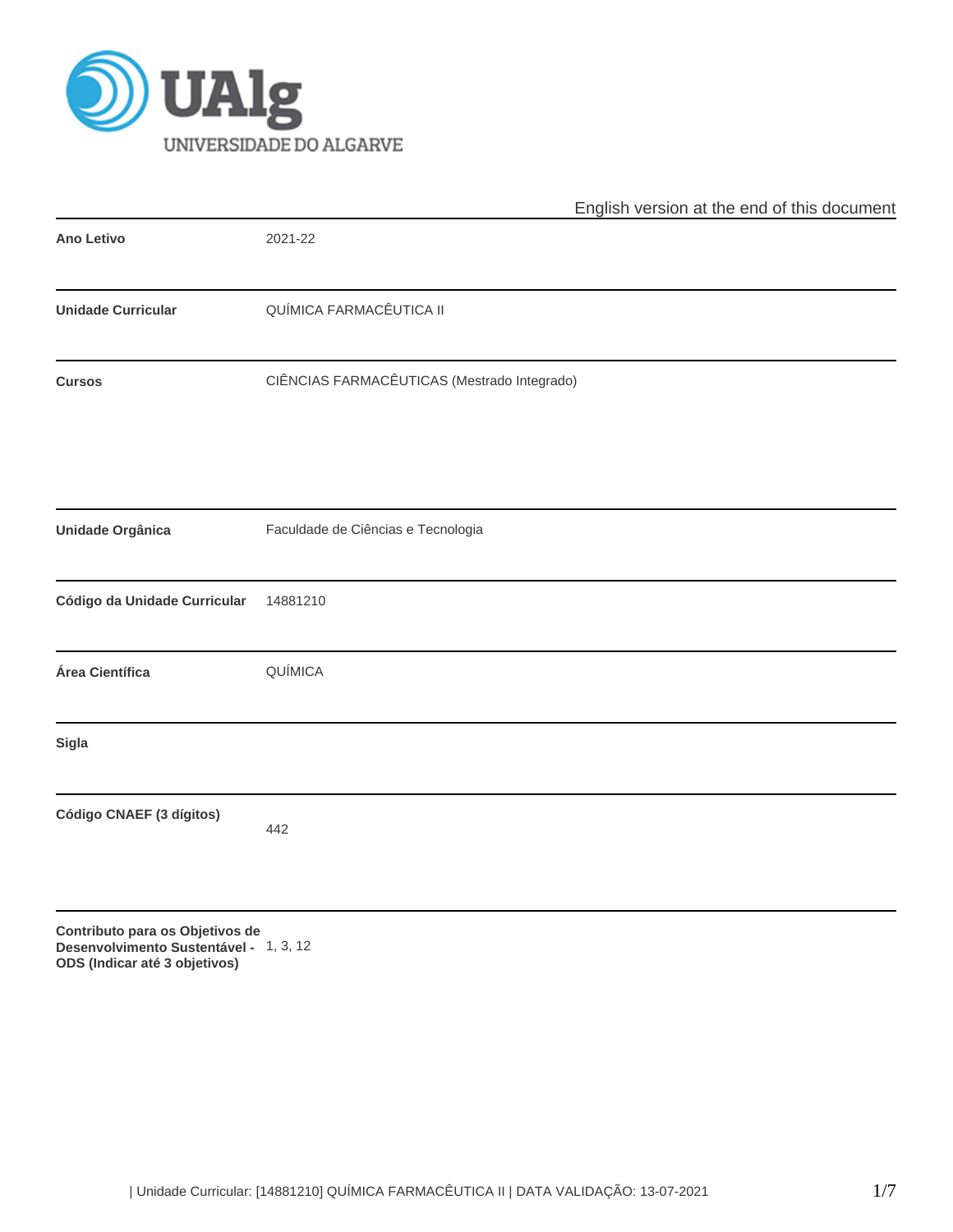UNIVERSIDADE DO ALGARVE

English version at the end of this document

| | |
|---|---|
| **Ano Letivo** | 2021-22 |
| **Unidade Curricular** | QUÍMICA FARMACÊUTICA II |
| **Cursos** | CIÊNCIAS FARMACÊUTICAS (Mestrado Integrado) |
| **Unidade Orgânica** | Faculdade de Ciências e Tecnologia |
| **Código da Unidade Curricular** | 14881210 |
| **Área Científica** | QUÍMICA |
| **Sigla** | |
| **Código CNAEF (3 dígitos)** | 442 |
| **Contributo para os Objetivos de Desenvolvimento Sustentável - ODS (Indicar até 3 objetivos)** | 1, 3, 12 |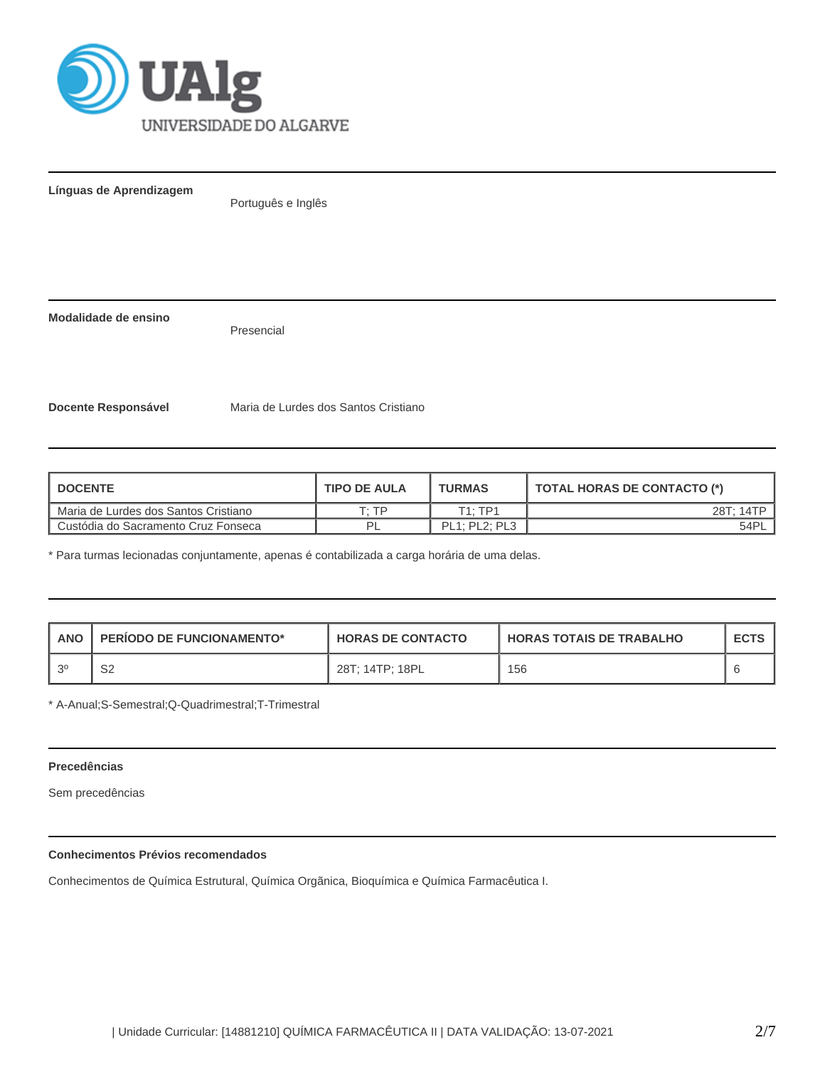**Línguas de Aprendizagem**

Português e Inglês

**Modalidade de ensino**

Presencial

**Docente Responsável**

Maria de Lurdes dos Santos Cristiano

| DOCENTE | TIPO DE AULA | TURMAS | TOTAL HORAS DE CONTACTO (*) |
|---|---|---|---|
| Maria de Lurdes dos Santos Cristiano | T; TP | T1; TP1 | 28T; 14TP |
| Custódia do Sacramento Cruz Fonseca | PL | PL1; PL2; PL3 | 54PL |

* Para turmas lecionadas conjuntamente, apenas é contabilizada a carga horária de uma delas.

| ANO | PERÍODO DE FUNCIONAMENTO* | HORAS DE CONTACTO | HORAS TOTAIS DE TRABALHO | ECTS |
|---|---|---|---|---|
| 3º | S2 | 28T; 14TP; 18PL | 156 | 6 |

* A-Anual;S-Semestral;Q-Quadrimestral;T-Trimestral

**Precedências**

Sem precedências

**Conhecimentos Prévios recomendados**

Conhecimentos de Química Estrutural, Química Orgãnica, Bioquímica e Química Farmacêutica I.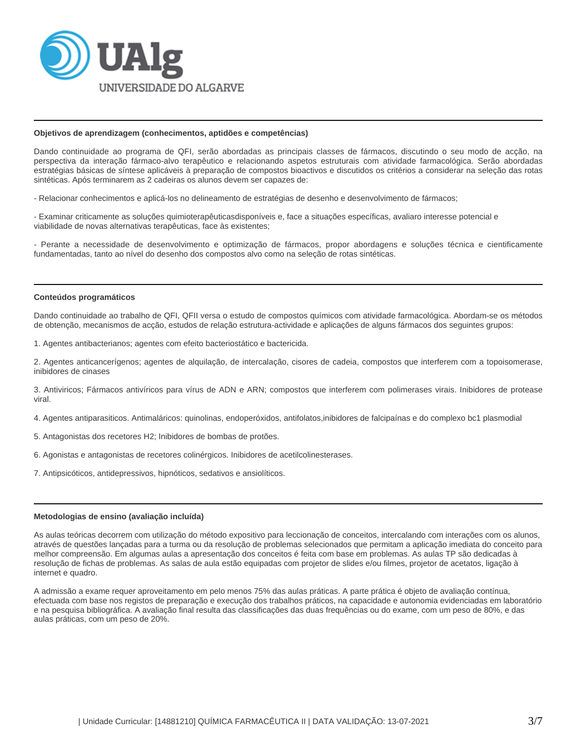## Objetivos de aprendizagem (conhecimentos, aptidões e competências)

Dando continuidade ao programa de QFI, serão abordadas as principais classes de fármacos, discutindo o seu modo de acção, na perspectiva da interação fármaco-alvo terapêutico e relacionando aspetos estruturais com atividade farmacológica. Serão abordadas estratégias básicas de síntese aplicáveis à preparação de compostos bioactivos e discutidos os critérios a considerar na seleção das rotas sintéticas. Após terminarem as 2 cadeiras os alunos devem ser capazes de:

- Relacionar conhecimentos e aplicá-los no delineamento de estratégias de desenho e desenvolvimento de fármacos;

- Examinar criticamente as soluções quimioterapêuticasdisponíveis e, face a situações específicas, avaliaro interesse potencial e viabilidade de novas alternativas terapêuticas, face às existentes;

- Perante a necessidade de desenvolvimento e optimização de fármacos, propor abordagens e soluções técnica e cientificamente fundamentadas, tanto ao nível do desenho dos compostos alvo como na seleção de rotas sintéticas.

## Conteúdos programáticos

Dando continuidade ao trabalho de QFI, QFII versa o estudo de compostos químicos com atividade farmacológica. Abordam-se os métodos de obtenção, mecanismos de acção, estudos de relação estrutura-actividade e aplicações de alguns fármacos dos seguintes grupos:

1. Agentes antibacterianos; agentes com efeito bacteriostático e bactericida.

2. Agentes anticancerígenos; agentes de alquilação, de intercalação, cisores de cadeia, compostos que interferem com a topoisomerase, inibidores de cinases

3. Antiviricos; Fármacos antivíricos para vírus de ADN e ARN; compostos que interferem com polimerases virais. Inibidores de protease viral.

4. Agentes antiparasiticos. Antimaláricos: quinolinas, endoperóxidos, antifolatos,inibidores de falcipaínas e do complexo bc1 plasmodial

5. Antagonistas dos recetores H2; Inibidores de bombas de protões.

6. Agonistas e antagonistas de recetores colinérgicos. Inibidores de acetilcolinesterases.

7. Antipsicóticos, antidepressivos, hipnóticos, sedativos e ansiolíticos.

## Metodologias de ensino (avaliação incluída)

As aulas teóricas decorrem com utilização do método expositivo para leccionação de conceitos, intercalando com interações com os alunos, através de questões lançadas para a turma ou da resolução de problemas selecionados que permitam a aplicação imediata do conceito para melhor compreensão. Em algumas aulas a apresentação dos conceitos é feita com base em problemas. As aulas TP são dedicadas à resolução de fichas de problemas. As salas de aula estão equipadas com projetor de slides e/ou filmes, projetor de acetatos, ligação à internet e quadro.

A admissão a exame requer aproveitamento em pelo menos 75% das aulas práticas. A parte prática é objeto de avaliação contínua, efectuada com base nos registos de preparação e execução dos trabalhos práticos, na capacidade e autonomia evidenciadas em laboratório e na pesquisa bibliográfica. A avaliação final resulta das classificações das duas frequências ou do exame, com um peso de 80%, e das aulas práticas, com um peso de 20%.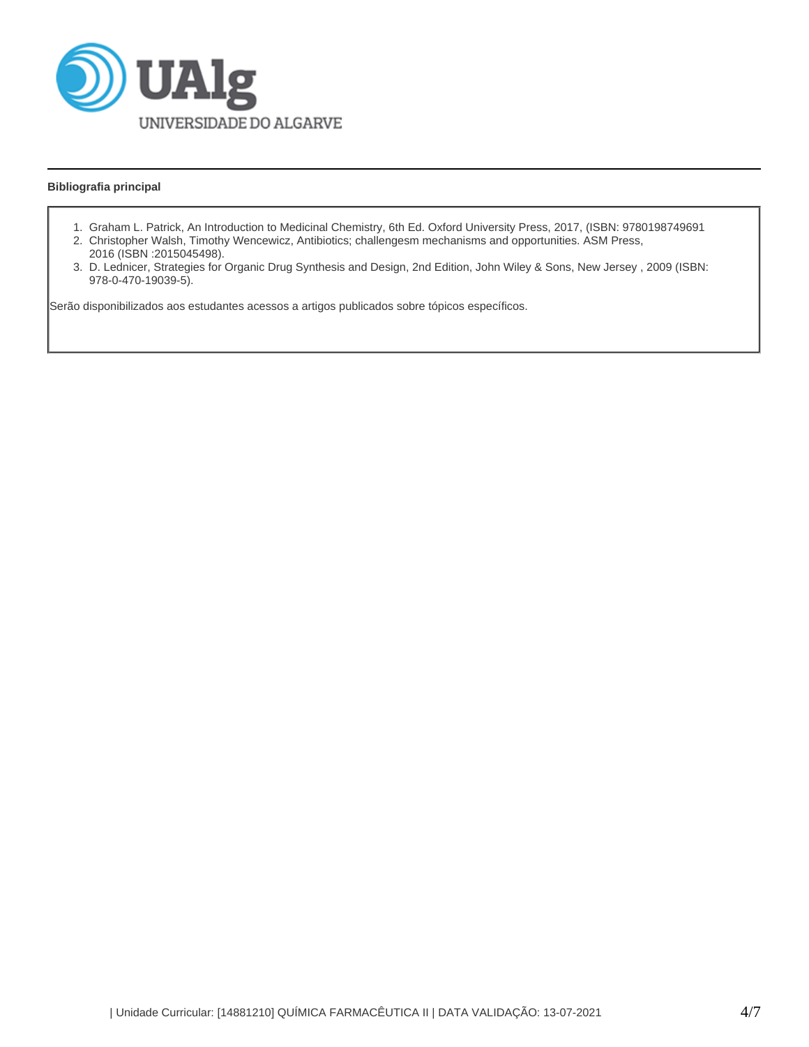**Bibliografia principal**

1. Graham L. Patrick, An Introduction to Medicinal Chemistry, 6th Ed. Oxford University Press, 2017, (ISBN: 9780198749691
2. Christopher Walsh, Timothy Wencewicz, Antibiotics; challengesm mechanisms and opportunities. ASM Press, 2016 (ISBN :2015045498).
3. D. Lednicer, Strategies for Organic Drug Synthesis and Design, 2nd Edition, John Wiley & Sons, New Jersey , 2009 (ISBN: 978-0-470-19039-5).

Serão disponibilizados aos estudantes acessos a artigos publicados sobre tópicos específicos.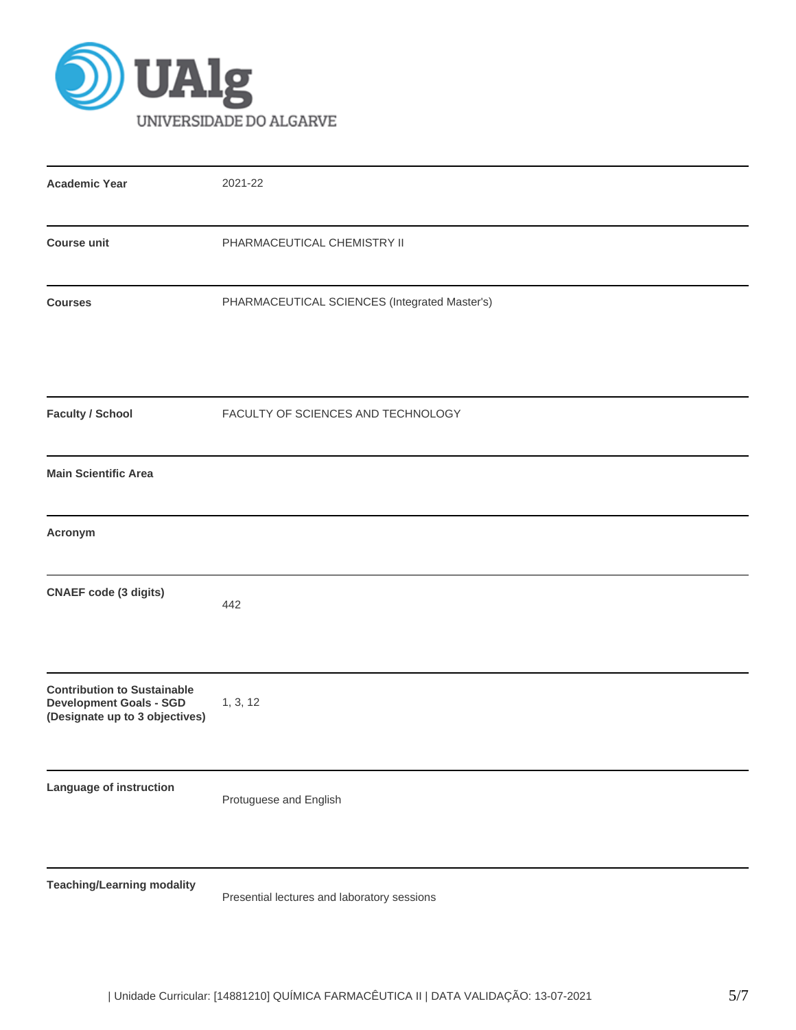UAlg UNIVERSIDADE DO ALGARVE

| | |
|---|---|
| **Academic Year** | 2021-22 |
| **Course unit** | PHARMACEUTICAL CHEMISTRY II |
| **Courses** | PHARMACEUTICAL SCIENCES (Integrated Master's) |
| **Faculty / School** | FACULTY OF SCIENCES AND TECHNOLOGY |
| **Main Scientific Area** | |
| **Acronym** | |
| **CNAEF code (3 digits)** | 442 |
| **Contribution to Sustainable Development Goals - SGD (Designate up to 3 objectives)** | 1, 3, 12 |
| **Language of instruction** | Protuguese and English |
| **Teaching/Learning modality** | Presential lectures and laboratory sessions |

| Unidade Curricular: [14881210] QUÍMICA FARMACÊUTICA II | DATA VALIDAÇÃO: 13-07-2021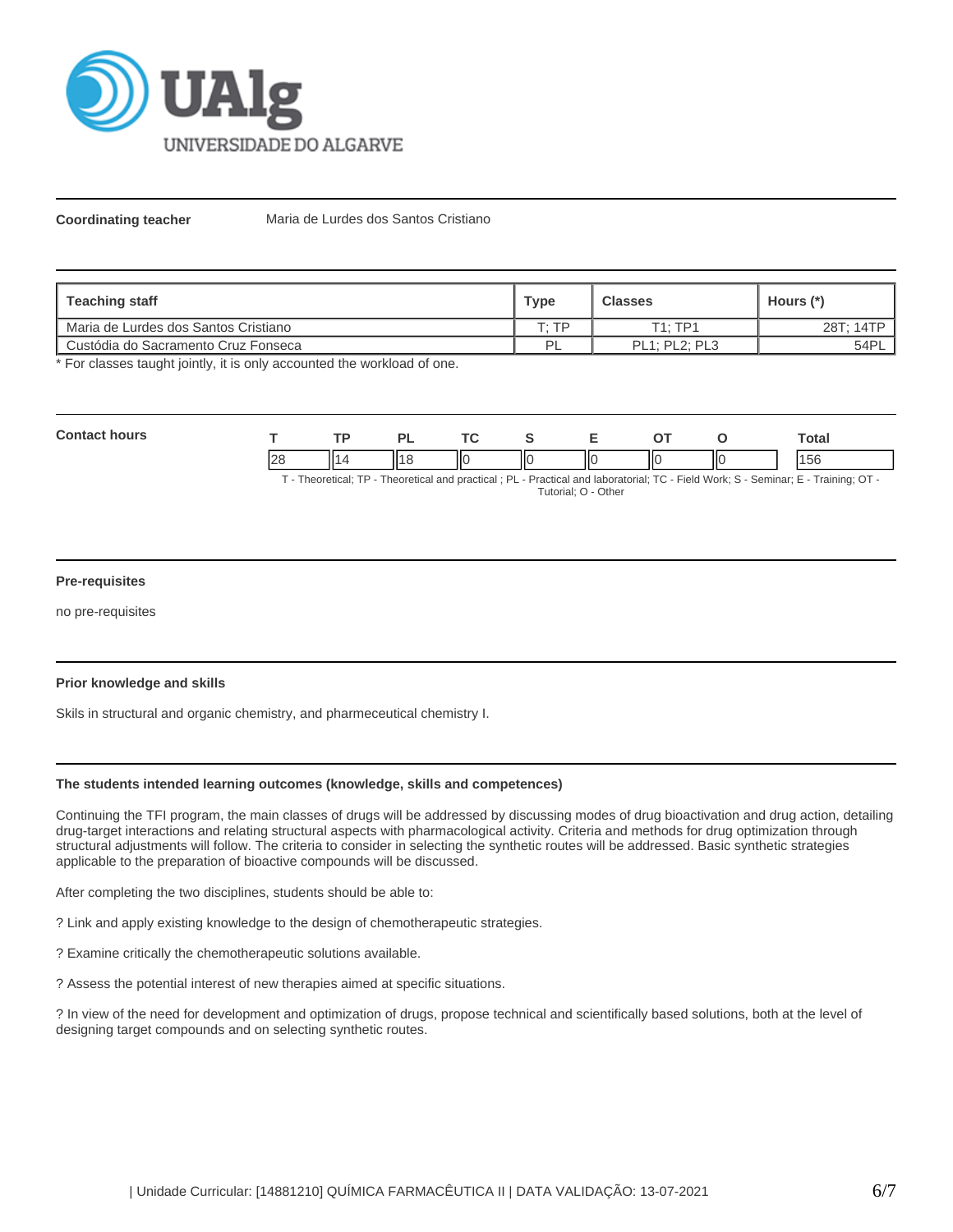**Coordinating teacher** Maria de Lurdes dos Santos Cristiano

| Teaching staff | Type | Classes | Hours (*) |
|---|---|---|---|
| Maria de Lurdes dos Santos Cristiano | T; TP | T1; TP1 | 28T; 14TP |
| Custódia do Sacramento Cruz Fonseca | PL | PL1; PL2; PL3 | 54PL |

* For classes taught jointly, it is only accounted the workload of one.

**Contact hours**

| T | TP | PL | TC | S | E | OT | O | Total |
|---|---|---|---|---|---|---|---|---|
| 28 | 14 | 18 | 0 | 0 | 0 | 0 | 0 | 156 |

T - Theoretical; TP - Theoretical and practical ; PL - Practical and laboratorial; TC - Field Work; S - Seminar; E - Training; OT - Tutorial; O - Other

#### Pre-requisites

no pre-requisites

#### Prior knowledge and skills

Skils in structural and organic chemistry, and pharmeceutical chemistry I.

#### The students intended learning outcomes (knowledge, skills and competences)

Continuing the TFI program, the main classes of drugs will be addressed by discussing modes of drug bioactivation and drug action, detailing drug-target interactions and relating structural aspects with pharmacological activity. Criteria and methods for drug optimization through structural adjustments will follow. The criteria to consider in selecting the synthetic routes will be addressed. Basic synthetic strategies applicable to the preparation of bioactive compounds will be discussed.

After completing the two disciplines, students should be able to:

? Link and apply existing knowledge to the design of chemotherapeutic strategies.

? Examine critically the chemotherapeutic solutions available.

? Assess the potential interest of new therapies aimed at specific situations.

? In view of the need for development and optimization of drugs, propose technical and scientifically based solutions, both at the level of designing target compounds and on selecting synthetic routes.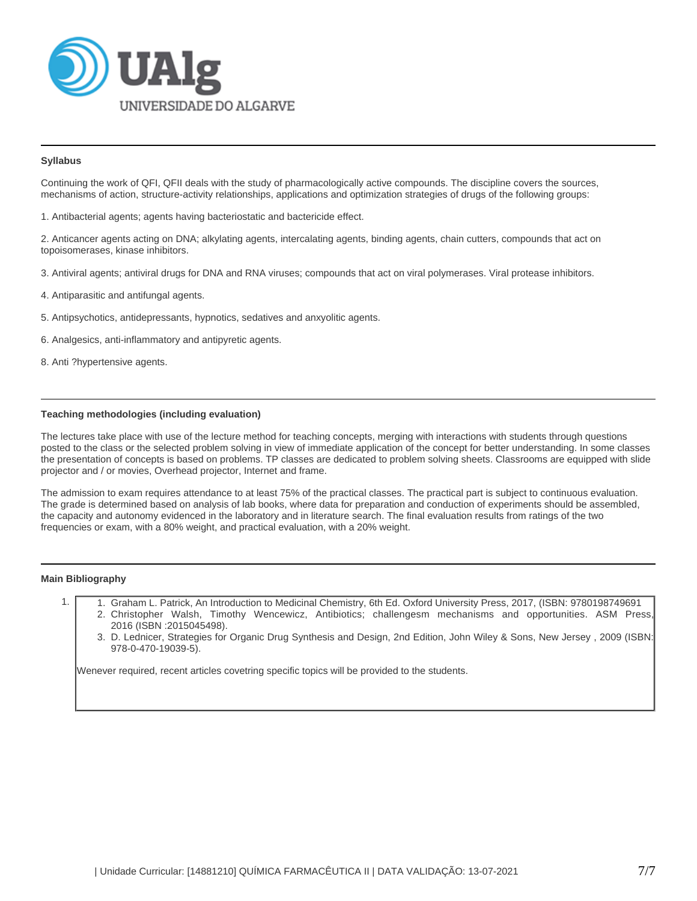### Syllabus

Continuing the work of QFI, QFII deals with the study of pharmacologically active compounds. The discipline covers the sources, mechanisms of action, structure-activity relationships, applications and optimization strategies of drugs of the following groups:

1. Antibacterial agents; agents having bacteriostatic and bactericide effect.

2. Anticancer agents acting on DNA; alkylating agents, intercalating agents, binding agents, chain cutters, compounds that act on topoisomerases, kinase inhibitors.

3. Antiviral agents; antiviral drugs for DNA and RNA viruses; compounds that act on viral polymerases. Viral protease inhibitors.

4. Antiparasitic and antifungal agents.

5. Antipsychotics, antidepressants, hypnotics, sedatives and anxyolitic agents.

6. Analgesics, anti-inflammatory and antipyretic agents.

8. Anti ?hypertensive agents.

### Teaching methodologies (including evaluation)

The lectures take place with use of the lecture method for teaching concepts, merging with interactions with students through questions posted to the class or the selected problem solving in view of immediate application of the concept for better understanding. In some classes the presentation of concepts is based on problems. TP classes are dedicated to problem solving sheets. Classrooms are equipped with slide projector and / or movies, Overhead projector, Internet and frame.

The admission to exam requires attendance to at least 75% of the practical classes. The practical part is subject to continuous evaluation. The grade is determined based on analysis of lab books, where data for preparation and conduction of experiments should be assembled, the capacity and autonomy evidenced in the laboratory and in literature search. The final evaluation results from ratings of the two frequencies or exam, with a 80% weight, and practical evaluation, with a 20% weight.

### Main Bibliography

1. 
   1. Graham L. Patrick, An Introduction to Medicinal Chemistry, 6th Ed. Oxford University Press, 2017, (ISBN: 9780198749691
   2. Christopher Walsh, Timothy Wencewicz, Antibiotics; challengesm mechanisms and opportunities. ASM Press, 2016 (ISBN :2015045498).
   3. D. Lednicer, Strategies for Organic Drug Synthesis and Design, 2nd Edition, John Wiley & Sons, New Jersey , 2009 (ISBN: 978-0-470-19039-5).

   Wenever required, recent articles covetring specific topics will be provided to the students.